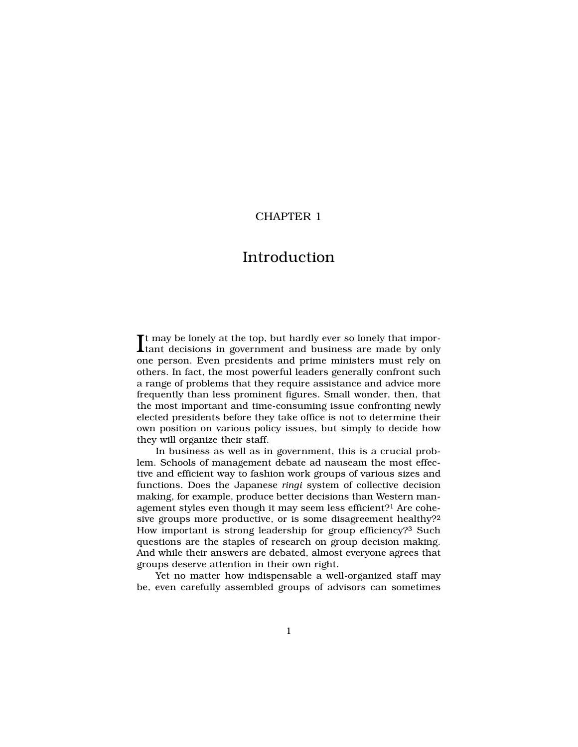# CHAPTER 1

# Introduction

It may be lonely at the top, but hardly ever so lonely that important decisions in government and business are made by only one person. Even presidents and prime ministers must rely on others. In fact, the most powerful leaders generally confront such a range of problems that they require assistance and advice more frequently than less prominent figures. Small wonder, then, that the most important and time-consuming issue confronting newly elected presidents before they take office is not to determine their own position on various policy issues, but simply to decide how they will organize their staff.

In business as well as in government, this is a crucial problem. Schools of management debate ad nauseam the most effective and efficient way to fashion work groups of various sizes and functions. Does the Japanese *ringi* system of collective decision making, for example, produce better decisions than Western management styles even though it may seem less efficient?[1] Are cohesive groups more productive, or is some disagreement healthy?[2] How important is strong leadership for group efficiency?[3] Such questions are the staples of research on group decision making. And while their answers are debated, almost everyone agrees that groups deserve attention in their own right.

Yet no matter how indispensable a well-organized staff may be, even carefully assembled groups of advisors can sometimes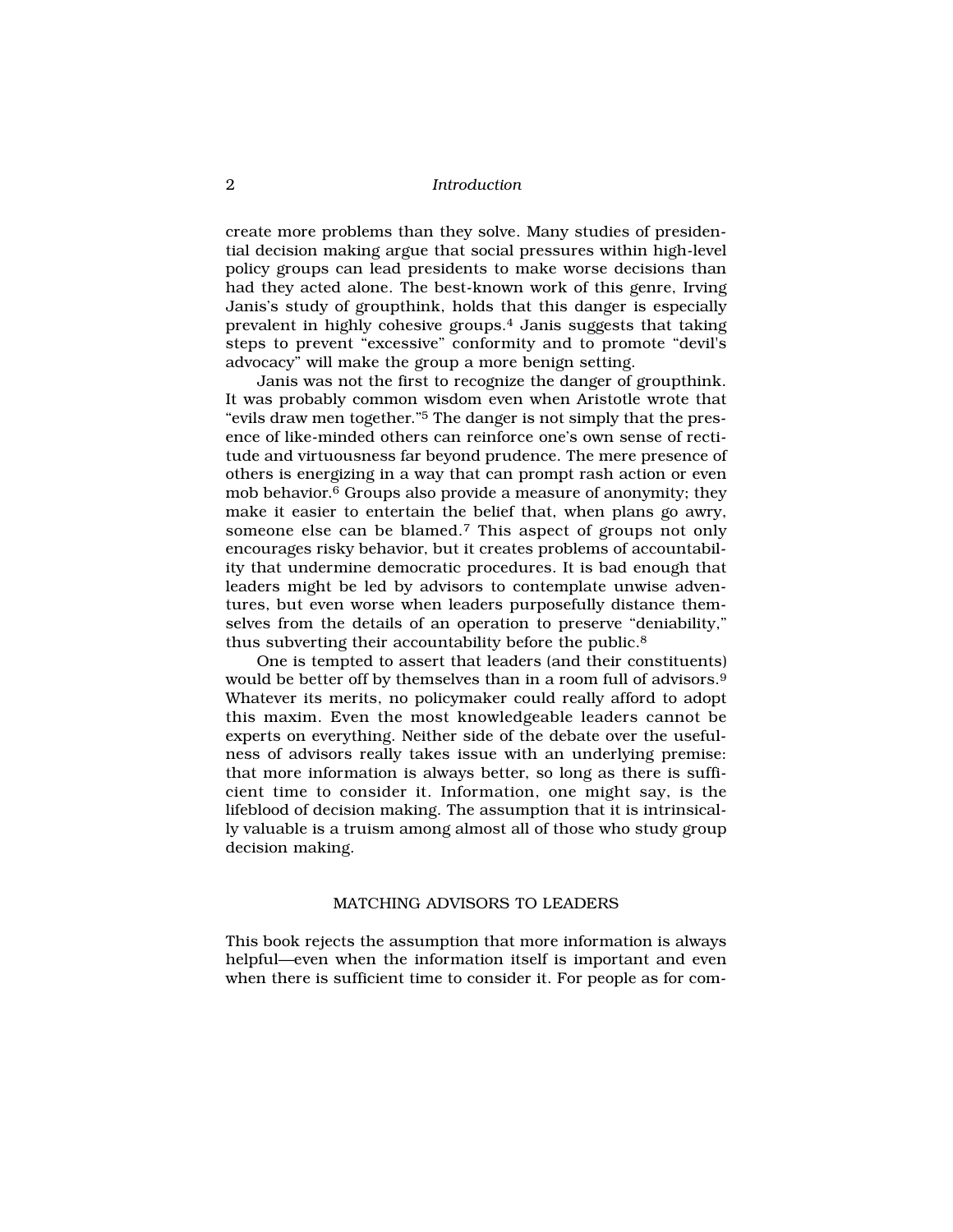create more problems than they solve. Many studies of presidential decision making argue that social pressures within high-level policy groups can lead presidents to make worse decisions than had they acted alone. The best-known work of this genre, Irving Janis's study of groupthink, holds that this danger is especially prevalent in highly cohesive groups.[4] Janis suggests that taking steps to prevent "excessive" conformity and to promote "devil's advocacy" will make the group a more benign setting.

Janis was not the first to recognize the danger of groupthink. It was probably common wisdom even when Aristotle wrote that "evils draw men together."[5] The danger is not simply that the presence of like-minded others can reinforce one's own sense of rectitude and virtuousness far beyond prudence. The mere presence of others is energizing in a way that can prompt rash action or even mob behavior.[6] Groups also provide a measure of anonymity; they make it easier to entertain the belief that, when plans go awry, someone else can be blamed.[7] This aspect of groups not only encourages risky behavior, but it creates problems of accountability that undermine democratic procedures. It is bad enough that leaders might be led by advisors to contemplate unwise adventures, but even worse when leaders purposefully distance themselves from the details of an operation to preserve "deniability," thus subverting their accountability before the public.[8]

One is tempted to assert that leaders (and their constituents) would be better off by themselves than in a room full of advisors.[9] Whatever its merits, no policymaker could really afford to adopt this maxim. Even the most knowledgeable leaders cannot be experts on everything. Neither side of the debate over the usefulness of advisors really takes issue with an underlying premise: that more information is always better, so long as there is sufficient time to consider it. Information, one might say, is the lifeblood of decision making. The assumption that it is intrinsically valuable is a truism among almost all of those who study group decision making.

## MATCHING ADVISORS TO LEADERS

This book rejects the assumption that more information is always helpful—even when the information itself is important and even when there is sufficient time to consider it. For people as for com-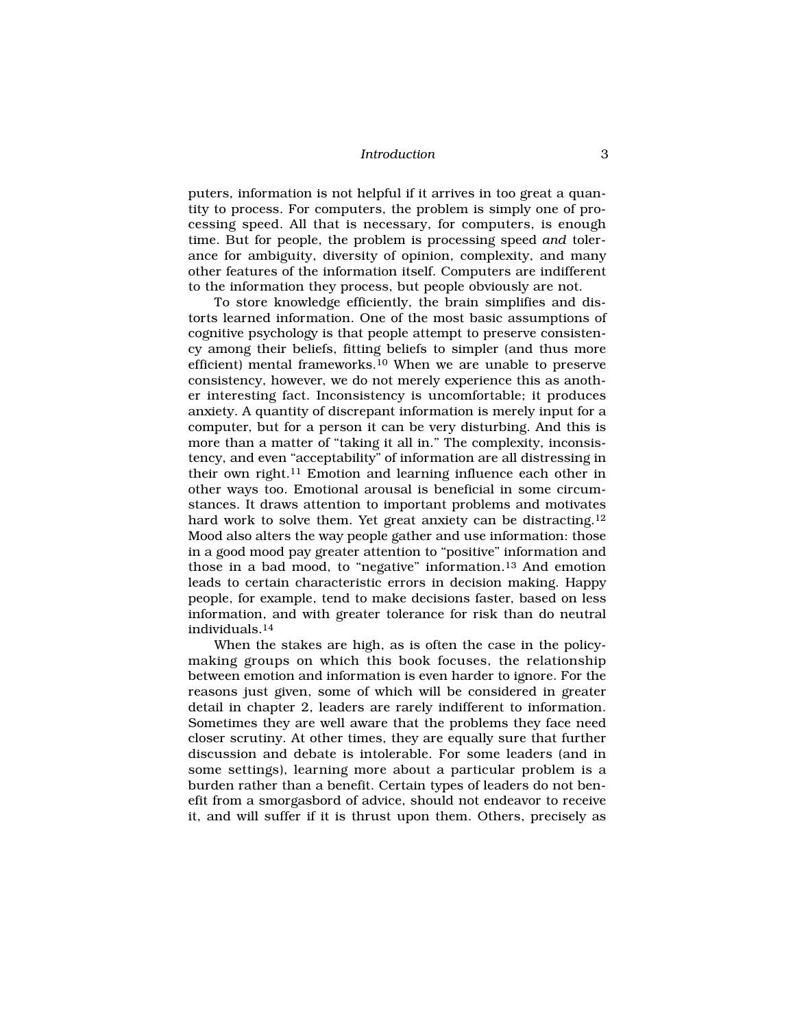puters, information is not helpful if it arrives in too great a quantity to process. For computers, the problem is simply one of processing speed. All that is necessary, for computers, is enough time. But for people, the problem is processing speed *and* tolerance for ambiguity, diversity of opinion, complexity, and many other features of the information itself. Computers are indifferent to the information they process, but people obviously are not.

To store knowledge efficiently, the brain simplifies and distorts learned information. One of the most basic assumptions of cognitive psychology is that people attempt to preserve consistency among their beliefs, fitting beliefs to simpler (and thus more efficient) mental frameworks.[10] When we are unable to preserve consistency, however, we do not merely experience this as another interesting fact. Inconsistency is uncomfortable; it produces anxiety. A quantity of discrepant information is merely input for a computer, but for a person it can be very disturbing. And this is more than a matter of "taking it all in." The complexity, inconsistency, and even "acceptability" of information are all distressing in their own right.[11] Emotion and learning influence each other in other ways too. Emotional arousal is beneficial in some circumstances. It draws attention to important problems and motivates hard work to solve them. Yet great anxiety can be distracting.[12] Mood also alters the way people gather and use information: those in a good mood pay greater attention to "positive" information and those in a bad mood, to "negative" information.[13] And emotion leads to certain characteristic errors in decision making. Happy people, for example, tend to make decisions faster, based on less information, and with greater tolerance for risk than do neutral individuals.[14]

When the stakes are high, as is often the case in the policy-making groups on which this book focuses, the relationship between emotion and information is even harder to ignore. For the reasons just given, some of which will be considered in greater detail in chapter 2, leaders are rarely indifferent to information. Sometimes they are well aware that the problems they face need closer scrutiny. At other times, they are equally sure that further discussion and debate is intolerable. For some leaders (and in some settings), learning more about a particular problem is a burden rather than a benefit. Certain types of leaders do not benefit from a smorgasbord of advice, should not endeavor to receive it, and will suffer if it is thrust upon them. Others, precisely as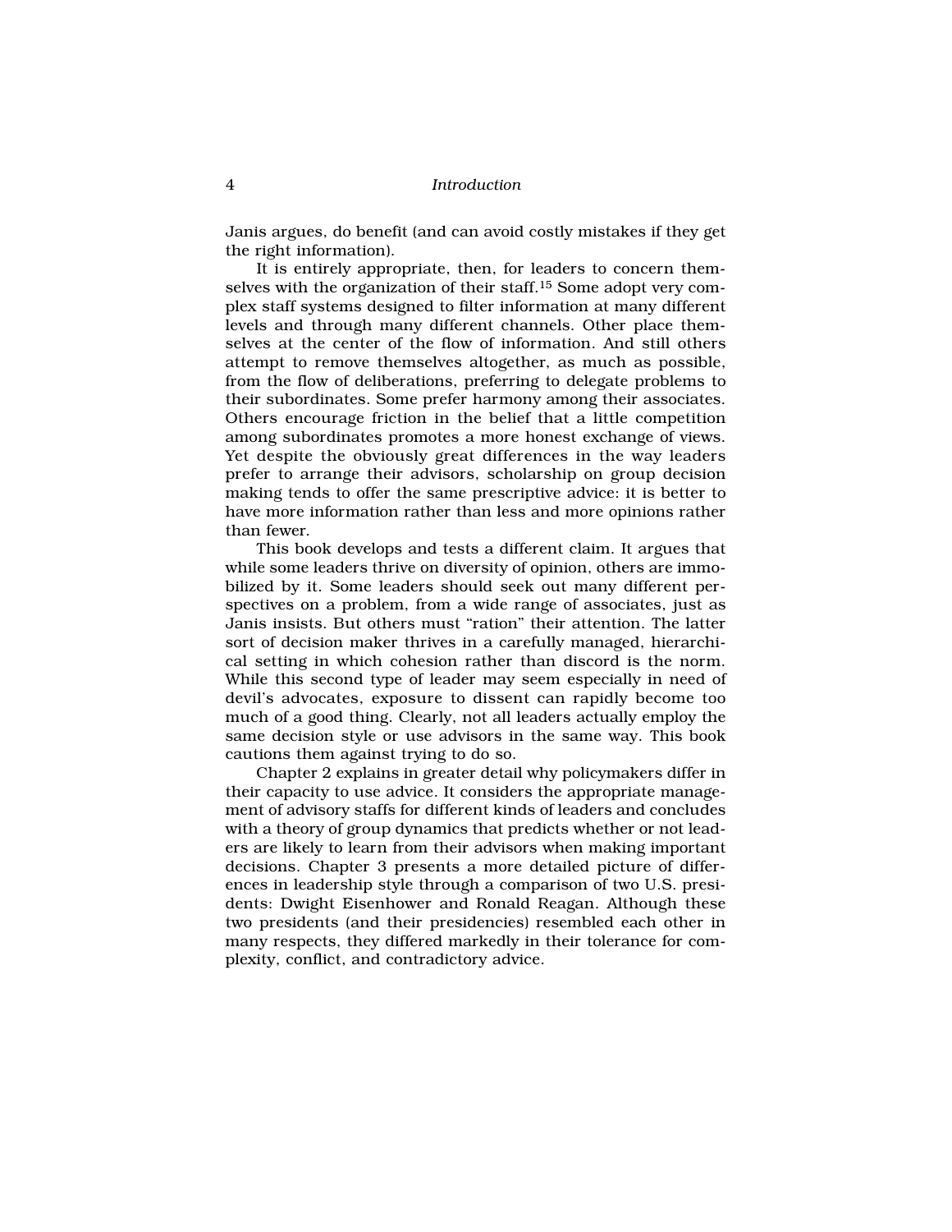Janis argues, do benefit (and can avoid costly mistakes if they get the right information).

It is entirely appropriate, then, for leaders to concern themselves with the organization of their staff.[15] Some adopt very complex staff systems designed to filter information at many different levels and through many different channels. Other place themselves at the center of the flow of information. And still others attempt to remove themselves altogether, as much as possible, from the flow of deliberations, preferring to delegate problems to their subordinates. Some prefer harmony among their associates. Others encourage friction in the belief that a little competition among subordinates promotes a more honest exchange of views. Yet despite the obviously great differences in the way leaders prefer to arrange their advisors, scholarship on group decision making tends to offer the same prescriptive advice: it is better to have more information rather than less and more opinions rather than fewer.

This book develops and tests a different claim. It argues that while some leaders thrive on diversity of opinion, others are immobilized by it. Some leaders should seek out many different perspectives on a problem, from a wide range of associates, just as Janis insists. But others must "ration" their attention. The latter sort of decision maker thrives in a carefully managed, hierarchical setting in which cohesion rather than discord is the norm. While this second type of leader may seem especially in need of devil's advocates, exposure to dissent can rapidly become too much of a good thing. Clearly, not all leaders actually employ the same decision style or use advisors in the same way. This book cautions them against trying to do so.

Chapter 2 explains in greater detail why policymakers differ in their capacity to use advice. It considers the appropriate management of advisory staffs for different kinds of leaders and concludes with a theory of group dynamics that predicts whether or not leaders are likely to learn from their advisors when making important decisions. Chapter 3 presents a more detailed picture of differences in leadership style through a comparison of two U.S. presidents: Dwight Eisenhower and Ronald Reagan. Although these two presidents (and their presidencies) resembled each other in many respects, they differed markedly in their tolerance for complexity, conflict, and contradictory advice.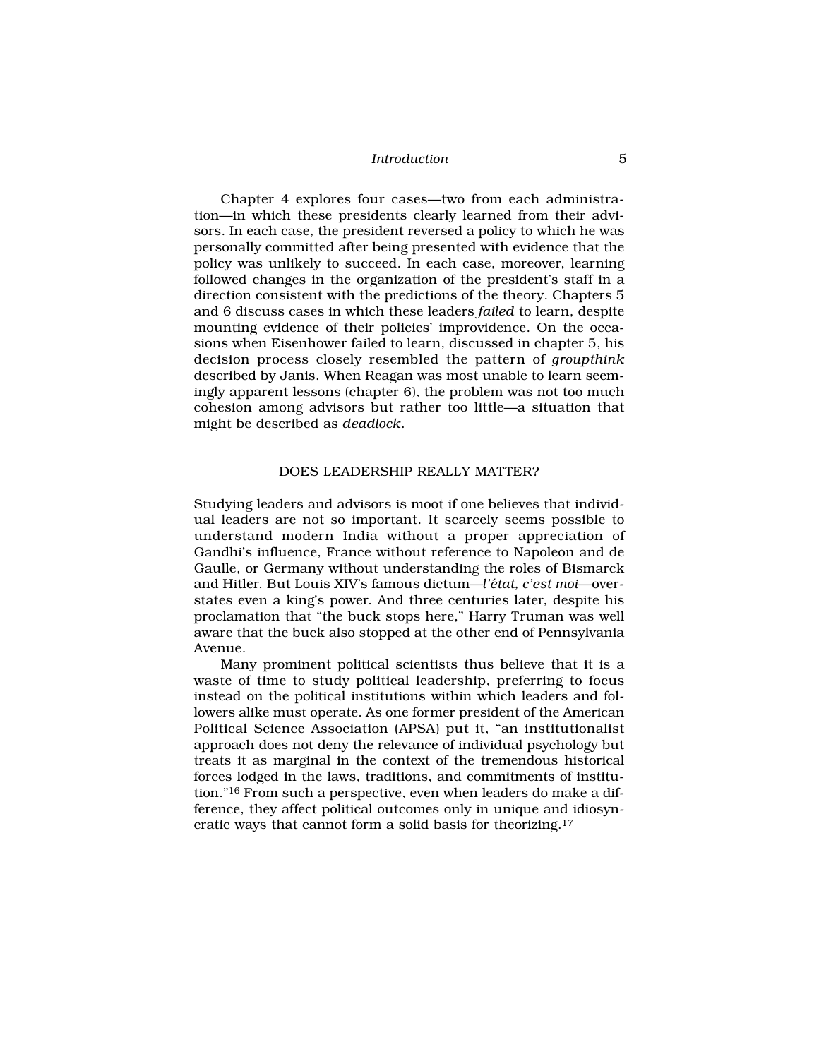Chapter 4 explores four cases—two from each administration—in which these presidents clearly learned from their advisors. In each case, the president reversed a policy to which he was personally committed after being presented with evidence that the policy was unlikely to succeed. In each case, moreover, learning followed changes in the organization of the president's staff in a direction consistent with the predictions of the theory. Chapters 5 and 6 discuss cases in which these leaders *failed* to learn, despite mounting evidence of their policies' improvidence. On the occasions when Eisenhower failed to learn, discussed in chapter 5, his decision process closely resembled the pattern of *groupthink* described by Janis. When Reagan was most unable to learn seemingly apparent lessons (chapter 6), the problem was not too much cohesion among advisors but rather too little—a situation that might be described as *deadlock*.

## DOES LEADERSHIP REALLY MATTER?

Studying leaders and advisors is moot if one believes that individual leaders are not so important. It scarcely seems possible to understand modern India without a proper appreciation of Gandhi's influence, France without reference to Napoleon and de Gaulle, or Germany without understanding the roles of Bismarck and Hitler. But Louis XIV's famous dictum—*l'état, c'est moi*—overstates even a king's power. And three centuries later, despite his proclamation that "the buck stops here," Harry Truman was well aware that the buck also stopped at the other end of Pennsylvania Avenue.

Many prominent political scientists thus believe that it is a waste of time to study political leadership, preferring to focus instead on the political institutions within which leaders and followers alike must operate. As one former president of the American Political Science Association (APSA) put it, "an institutionalist approach does not deny the relevance of individual psychology but treats it as marginal in the context of the tremendous historical forces lodged in the laws, traditions, and commitments of institution."[16] From such a perspective, even when leaders do make a difference, they affect political outcomes only in unique and idiosyncratic ways that cannot form a solid basis for theorizing.[17]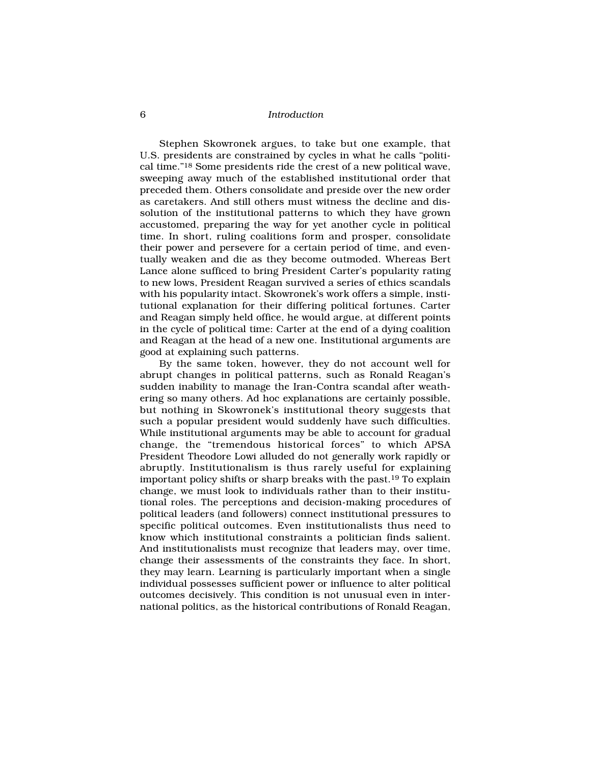Stephen Skowronek argues, to take but one example, that U.S. presidents are constrained by cycles in what he calls "political time."[18] Some presidents ride the crest of a new political wave, sweeping away much of the established institutional order that preceded them. Others consolidate and preside over the new order as caretakers. And still others must witness the decline and dissolution of the institutional patterns to which they have grown accustomed, preparing the way for yet another cycle in political time. In short, ruling coalitions form and prosper, consolidate their power and persevere for a certain period of time, and eventually weaken and die as they become outmoded. Whereas Bert Lance alone sufficed to bring President Carter's popularity rating to new lows, President Reagan survived a series of ethics scandals with his popularity intact. Skowronek's work offers a simple, institutional explanation for their differing political fortunes. Carter and Reagan simply held office, he would argue, at different points in the cycle of political time: Carter at the end of a dying coalition and Reagan at the head of a new one. Institutional arguments are good at explaining such patterns.

By the same token, however, they do not account well for abrupt changes in political patterns, such as Ronald Reagan's sudden inability to manage the Iran-Contra scandal after weathering so many others. Ad hoc explanations are certainly possible, but nothing in Skowronek's institutional theory suggests that such a popular president would suddenly have such difficulties. While institutional arguments may be able to account for gradual change, the "tremendous historical forces" to which APSA President Theodore Lowi alluded do not generally work rapidly or abruptly. Institutionalism is thus rarely useful for explaining important policy shifts or sharp breaks with the past.[19] To explain change, we must look to individuals rather than to their institutional roles. The perceptions and decision-making procedures of political leaders (and followers) connect institutional pressures to specific political outcomes. Even institutionalists thus need to know which institutional constraints a politician finds salient. And institutionalists must recognize that leaders may, over time, change their assessments of the constraints they face. In short, they may learn. Learning is particularly important when a single individual possesses sufficient power or influence to alter political outcomes decisively. This condition is not unusual even in international politics, as the historical contributions of Ronald Reagan,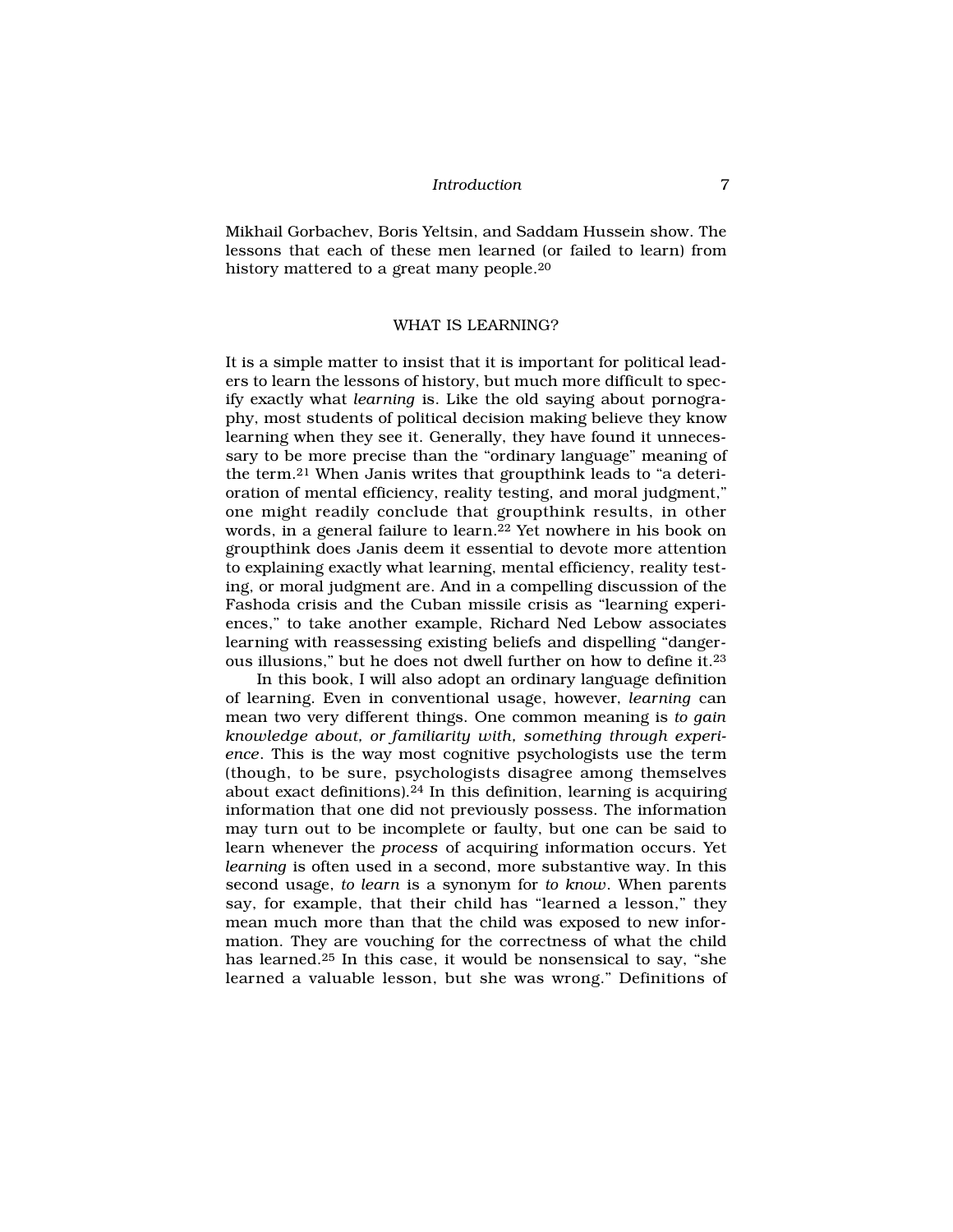Mikhail Gorbachev, Boris Yeltsin, and Saddam Hussein show. The lessons that each of these men learned (or failed to learn) from history mattered to a great many people.[20]

## WHAT IS LEARNING?

It is a simple matter to insist that it is important for political leaders to learn the lessons of history, but much more difficult to specify exactly what *learning* is. Like the old saying about pornography, most students of political decision making believe they know learning when they see it. Generally, they have found it unnecessary to be more precise than the "ordinary language" meaning of the term.[21] When Janis writes that groupthink leads to "a deterioration of mental efficiency, reality testing, and moral judgment," one might readily conclude that groupthink results, in other words, in a general failure to learn.[22] Yet nowhere in his book on groupthink does Janis deem it essential to devote more attention to explaining exactly what learning, mental efficiency, reality testing, or moral judgment are. And in a compelling discussion of the Fashoda crisis and the Cuban missile crisis as "learning experiences," to take another example, Richard Ned Lebow associates learning with reassessing existing beliefs and dispelling "dangerous illusions," but he does not dwell further on how to define it.[23]

In this book, I will also adopt an ordinary language definition of learning. Even in conventional usage, however, *learning* can mean two very different things. One common meaning is *to gain knowledge about, or familiarity with, something through experience*. This is the way most cognitive psychologists use the term (though, to be sure, psychologists disagree among themselves about exact definitions).[24] In this definition, learning is acquiring information that one did not previously possess. The information may turn out to be incomplete or faulty, but one can be said to learn whenever the *process* of acquiring information occurs. Yet *learning* is often used in a second, more substantive way. In this second usage, *to learn* is a synonym for *to know*. When parents say, for example, that their child has "learned a lesson," they mean much more than that the child was exposed to new information. They are vouching for the correctness of what the child has learned.[25] In this case, it would be nonsensical to say, "she learned a valuable lesson, but she was wrong." Definitions of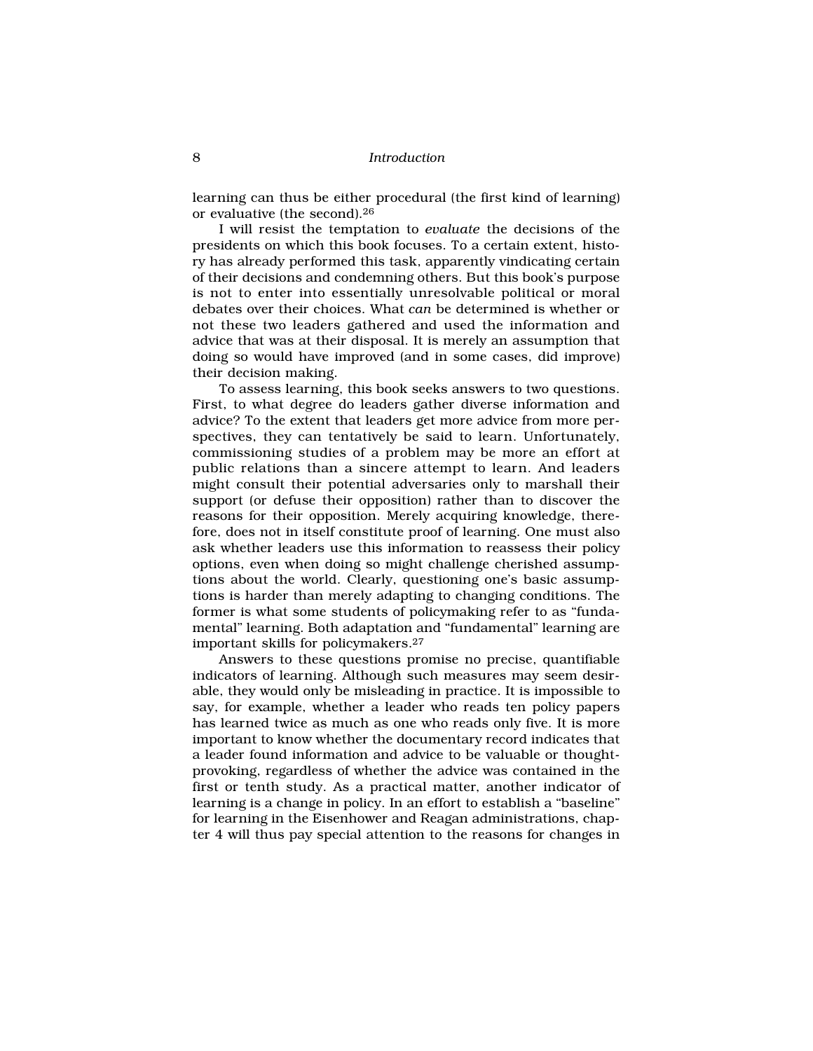learning can thus be either procedural (the first kind of learning) or evaluative (the second).[26]

I will resist the temptation to *evaluate* the decisions of the presidents on which this book focuses. To a certain extent, history has already performed this task, apparently vindicating certain of their decisions and condemning others. But this book's purpose is not to enter into essentially unresolvable political or moral debates over their choices. What *can* be determined is whether or not these two leaders gathered and used the information and advice that was at their disposal. It is merely an assumption that doing so would have improved (and in some cases, did improve) their decision making.

To assess learning, this book seeks answers to two questions. First, to what degree do leaders gather diverse information and advice? To the extent that leaders get more advice from more perspectives, they can tentatively be said to learn. Unfortunately, commissioning studies of a problem may be more an effort at public relations than a sincere attempt to learn. And leaders might consult their potential adversaries only to marshall their support (or defuse their opposition) rather than to discover the reasons for their opposition. Merely acquiring knowledge, therefore, does not in itself constitute proof of learning. One must also ask whether leaders use this information to reassess their policy options, even when doing so might challenge cherished assumptions about the world. Clearly, questioning one's basic assumptions is harder than merely adapting to changing conditions. The former is what some students of policymaking refer to as "fundamental" learning. Both adaptation and "fundamental" learning are important skills for policymakers.[27]

Answers to these questions promise no precise, quantifiable indicators of learning. Although such measures may seem desirable, they would only be misleading in practice. It is impossible to say, for example, whether a leader who reads ten policy papers has learned twice as much as one who reads only five. It is more important to know whether the documentary record indicates that a leader found information and advice to be valuable or thought-provoking, regardless of whether the advice was contained in the first or tenth study. As a practical matter, another indicator of learning is a change in policy. In an effort to establish a "baseline" for learning in the Eisenhower and Reagan administrations, chapter 4 will thus pay special attention to the reasons for changes in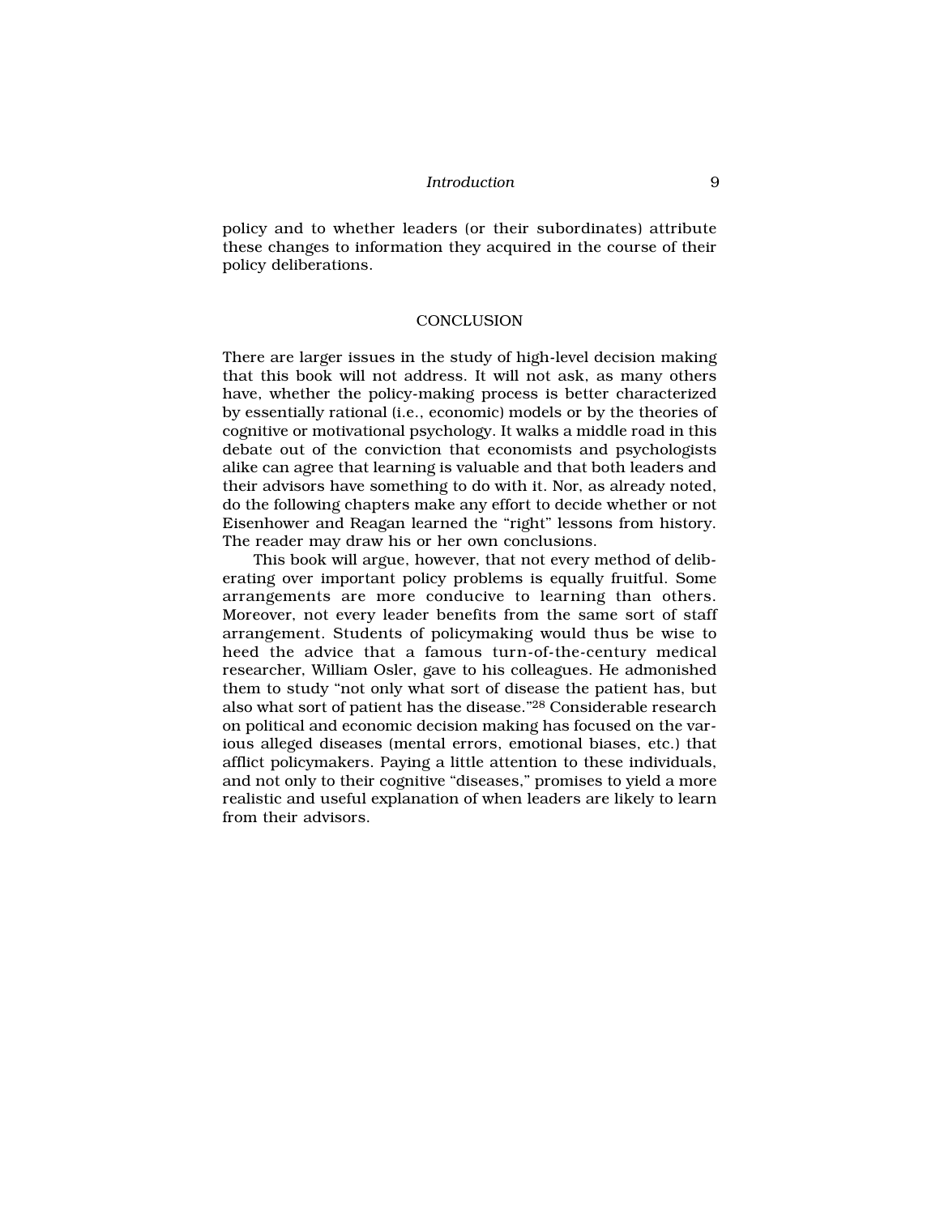policy and to whether leaders (or their subordinates) attribute these changes to information they acquired in the course of their policy deliberations.

## CONCLUSION

There are larger issues in the study of high-level decision making that this book will not address. It will not ask, as many others have, whether the policy-making process is better characterized by essentially rational (i.e., economic) models or by the theories of cognitive or motivational psychology. It walks a middle road in this debate out of the conviction that economists and psychologists alike can agree that learning is valuable and that both leaders and their advisors have something to do with it. Nor, as already noted, do the following chapters make any effort to decide whether or not Eisenhower and Reagan learned the "right" lessons from history. The reader may draw his or her own conclusions.

This book will argue, however, that not every method of deliberating over important policy problems is equally fruitful. Some arrangements are more conducive to learning than others. Moreover, not every leader benefits from the same sort of staff arrangement. Students of policymaking would thus be wise to heed the advice that a famous turn-of-the-century medical researcher, William Osler, gave to his colleagues. He admonished them to study "not only what sort of disease the patient has, but also what sort of patient has the disease."[28] Considerable research on political and economic decision making has focused on the various alleged diseases (mental errors, emotional biases, etc.) that afflict policymakers. Paying a little attention to these individuals, and not only to their cognitive "diseases," promises to yield a more realistic and useful explanation of when leaders are likely to learn from their advisors.